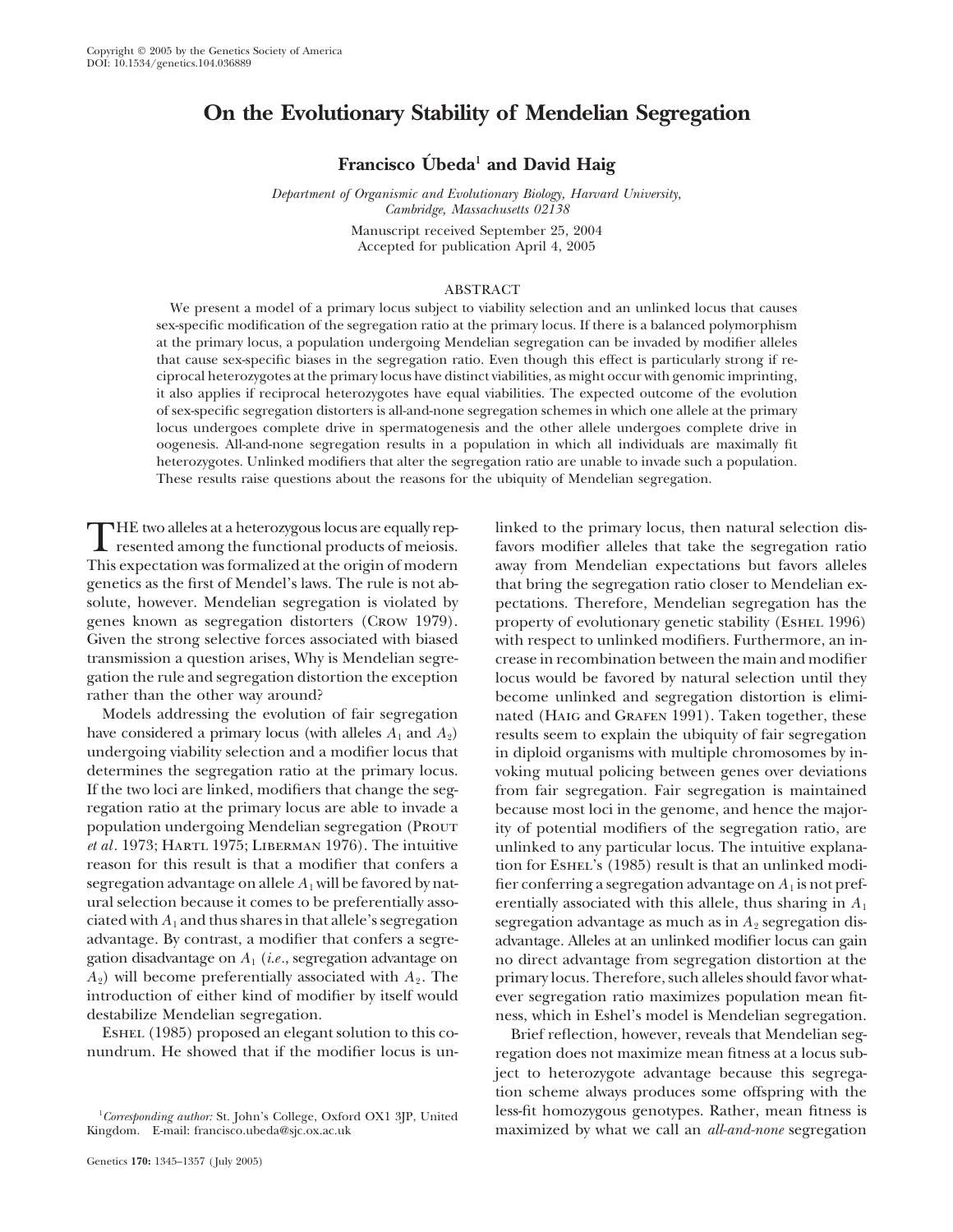# On the Evolutionary Stability of Mendelian Segregation

**Francisco Úbeda[1] and David Haig**

*Department of Organismic and Evolutionary Biology, Harvard University, Cambridge, Massachusetts 02138*

Manuscript received September 25, 2004
Accepted for publication April 4, 2005

## ABSTRACT

We present a model of a primary locus subject to viability selection and an unlinked locus that causes sex-specific modification of the segregation ratio at the primary locus. If there is a balanced polymorphism at the primary locus, a population undergoing Mendelian segregation can be invaded by modifier alleles that cause sex-specific biases in the segregation ratio. Even though this effect is particularly strong if reciprocal heterozygotes at the primary locus have distinct viabilities, as might occur with genomic imprinting, it also applies if reciprocal heterozygotes have equal viabilities. The expected outcome of the evolution of sex-specific segregation distorters is all-and-none segregation schemes in which one allele at the primary locus undergoes complete drive in spermatogenesis and the other allele undergoes complete drive in oogenesis. All-and-none segregation results in a population in which all individuals are maximally fit heterozygotes. Unlinked modifiers that alter the segregation ratio are unable to invade such a population. These results raise questions about the reasons for the ubiquity of Mendelian segregation.

THE two alleles at a heterozygous locus are equally represented among the functional products of meiosis. This expectation was formalized at the origin of modern genetics as the first of Mendel's laws. The rule is not absolute, however. Mendelian segregation is violated by genes known as segregation distorters (Crow 1979). Given the strong selective forces associated with biased transmission a question arises, Why is Mendelian segregation the rule and segregation distortion the exception rather than the other way around?

Models addressing the evolution of fair segregation have considered a primary locus (with alleles $A_1$ and $A_2$) undergoing viability selection and a modifier locus that determines the segregation ratio at the primary locus. If the two loci are linked, modifiers that change the segregation ratio at the primary locus are able to invade a population undergoing Mendelian segregation (Prout *et al*. 1973; Hartl 1975; Liberman 1976). The intuitive reason for this result is that a modifier that confers a segregation advantage on allele $A_1$ will be favored by natural selection because it comes to be preferentially associated with $A_1$ and thus shares in that allele's segregation advantage. By contrast, a modifier that confers a segregation disadvantage on $A_1$ (*i.e*., segregation advantage on $A_2$) will become preferentially associated with $A_2$. The introduction of either kind of modifier by itself would destabilize Mendelian segregation.

Eshel (1985) proposed an elegant solution to this conundrum. He showed that if the modifier locus is unlinked to the primary locus, then natural selection disfavors modifier alleles that take the segregation ratio away from Mendelian expectations but favors alleles that bring the segregation ratio closer to Mendelian expectations. Therefore, Mendelian segregation has the property of evolutionary genetic stability (Eshel 1996) with respect to unlinked modifiers. Furthermore, an increase in recombination between the main and modifier locus would be favored by natural selection until they become unlinked and segregation distortion is eliminated (Haig and Grafen 1991). Taken together, these results seem to explain the ubiquity of fair segregation in diploid organisms with multiple chromosomes by invoking mutual policing between genes over deviations from fair segregation. Fair segregation is maintained because most loci in the genome, and hence the majority of potential modifiers of the segregation ratio, are unlinked to any particular locus. The intuitive explanation for Eshel's (1985) result is that an unlinked modifier conferring a segregation advantage on $A_1$ is not preferentially associated with this allele, thus sharing in $A_1$ segregation advantage as much as in $A_2$ segregation disadvantage. Alleles at an unlinked modifier locus can gain no direct advantage from segregation distortion at the primary locus. Therefore, such alleles should favor whatever segregation ratio maximizes population mean fitness, which in Eshel's model is Mendelian segregation.

Brief reflection, however, reveals that Mendelian segregation does not maximize mean fitness at a locus subject to heterozygote advantage because this segregation scheme always produces some offspring with the less-fit homozygous genotypes. Rather, mean fitness is maximized by what we call an *all-and-none* segregation

[1] *Corresponding author:* St. John's College, Oxford OX1 3JP, United Kingdom. E-mail: francisco.ubeda@sjc.ox.ac.uk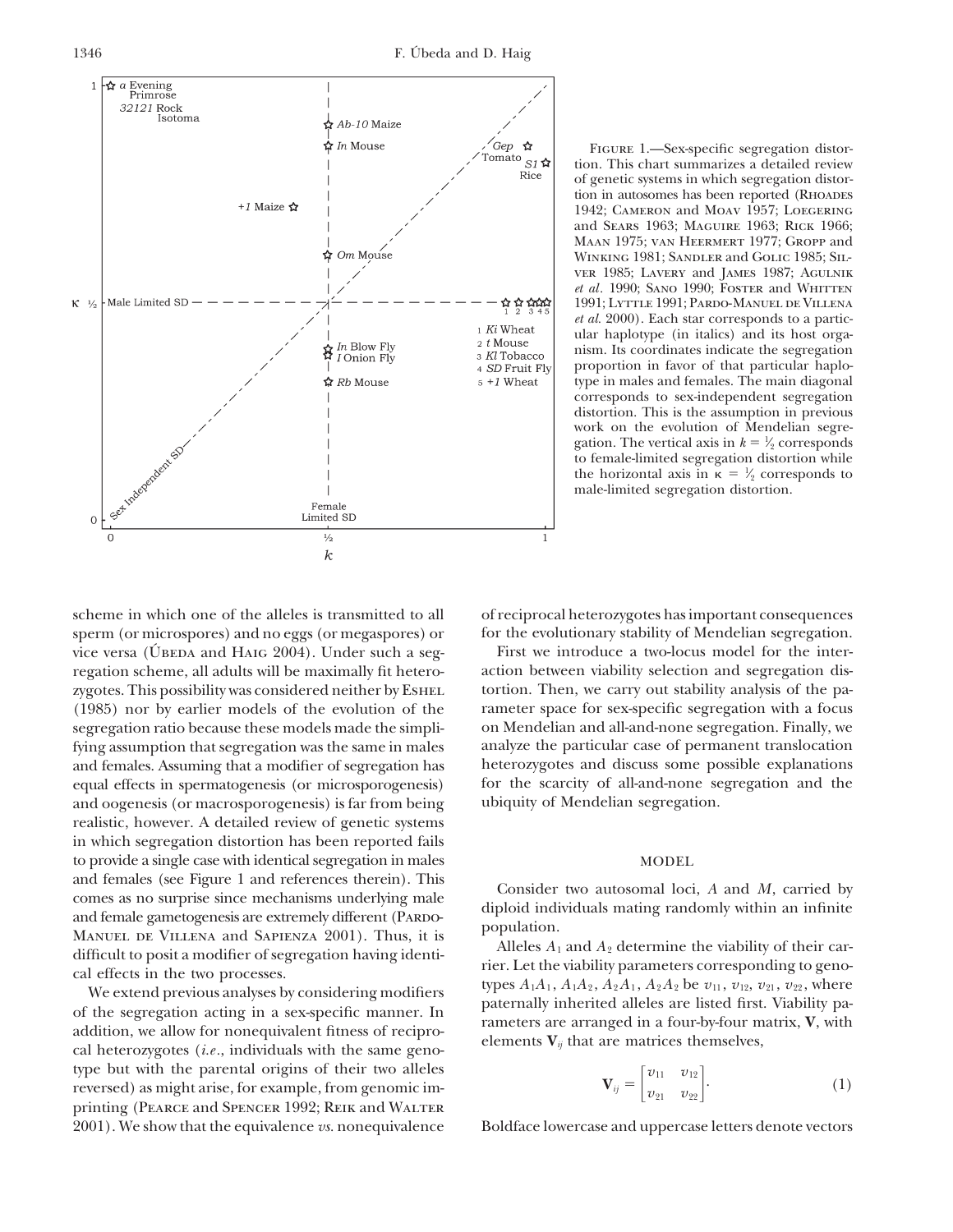FIGURE 1.—Sex-specific segregation distortion. This chart summarizes a detailed review of genetic systems in which segregation distortion in autosomes has been reported (RHOADES 1942; CAMERON and MOAV 1957; LOEGERING and SEARS 1963; MAGUIRE 1963; RICK 1966; MAAN 1975; VAN HEERMERT 1977; GROPP and WINKING 1981; SANDLER and GOLIC 1985; SILVER 1985; LAVERY and JAMES 1987; AGULNIK *et al.* 1990; SANO 1990; FOSTER and WHITTEN 1991; LYTTLE 1991; PARDO-MANUEL DE VILLENA *et al.* 2000). Each star corresponds to a particular haplotype (in italics) and its host organism. Its coordinates indicate the segregation proportion in favor of that particular haplotype in males and females. The main diagonal corresponds to sex-independent segregation distortion. This is the assumption in previous work on the evolution of Mendelian segregation. The vertical axis in $k = \frac{1}{2}$ corresponds to female-limited segregation distortion while the horizontal axis in $\kappa = \frac{1}{2}$ corresponds to male-limited segregation distortion.

scheme in which one of the alleles is transmitted to all sperm (or microspores) and no eggs (or megaspores) or vice versa (ÚBEDA and HAIG 2004). Under such a segregation scheme, all adults will be maximally fit heterozygotes. This possibility was considered neither by ESHEL (1985) nor by earlier models of the evolution of the segregation ratio because these models made the simplifying assumption that segregation was the same in males and females. Assuming that a modifier of segregation has equal effects in spermatogenesis (or microsporogenesis) and oogenesis (or macrosporogenesis) is far from being realistic, however. A detailed review of genetic systems in which segregation distortion has been reported fails to provide a single case with identical segregation in males and females (see Figure 1 and references therein). This comes as no surprise since mechanisms underlying male and female gametogenesis are extremely different (PARDO-MANUEL DE VILLENA and SAPIENZA 2001). Thus, it is difficult to posit a modifier of segregation having identical effects in the two processes.

We extend previous analyses by considering modifiers of the segregation acting in a sex-specific manner. In addition, we allow for nonequivalent fitness of reciprocal heterozygotes (*i.e.*, individuals with the same genotype but with the parental origins of their two alleles reversed) as might arise, for example, from genomic imprinting (PEARCE and SPENCER 1992; REIK and WALTER 2001). We show that the equivalence *vs.* nonequivalence of reciprocal heterozygotes has important consequences for the evolutionary stability of Mendelian segregation.

First we introduce a two-locus model for the interaction between viability selection and segregation distortion. Then, we carry out stability analysis of the parameter space for sex-specific segregation with a focus on Mendelian and all-and-none segregation. Finally, we analyze the particular case of permanent translocation heterozygotes and discuss some possible explanations for the scarcity of all-and-none segregation and the ubiquity of Mendelian segregation.

## MODEL

Consider two autosomal loci, $A$ and $M$, carried by diploid individuals mating randomly within an infinite population.

Alleles $A_1$ and $A_2$ determine the viability of their carrier. Let the viability parameters corresponding to genotypes $A_1A_1$, $A_1A_2$, $A_2A_1$, $A_2A_2$ be $v_{11}$, $v_{12}$, $v_{21}$, $v_{22}$, where paternally inherited alleles are listed first. Viability parameters are arranged in a four-by-four matrix, $\mathbf{V}$, with elements $\mathbf{V}_{ij}$ that are matrices themselves,

$$\mathbf{V}_{ij} = \begin{bmatrix} v_{11} & v_{12} \\ v_{21} & v_{22} \end{bmatrix}. \tag{1}$$

Boldface lowercase and uppercase letters denote vectors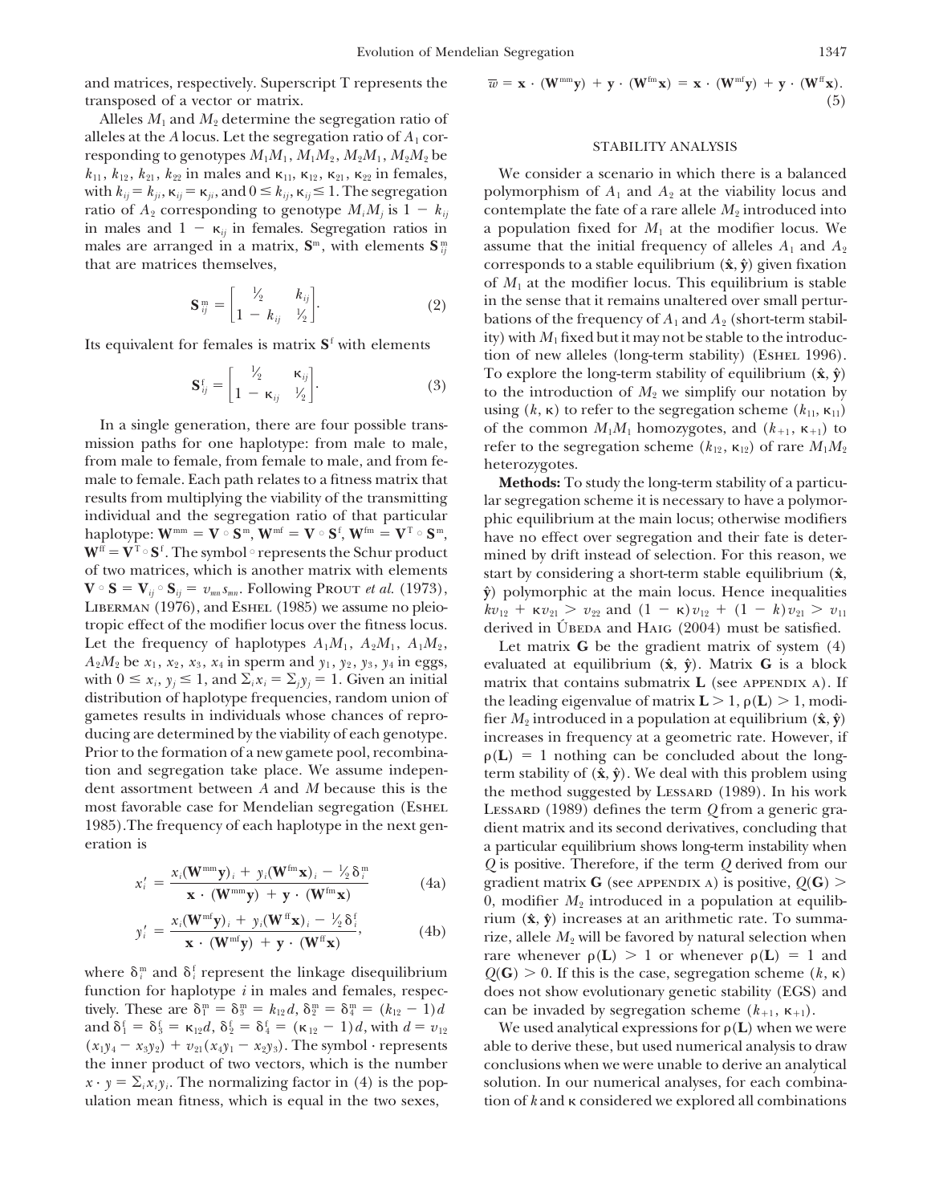and matrices, respectively. Superscript T represents the transposed of a vector or matrix.

Alleles $M_1$ and $M_2$ determine the segregation ratio of alleles at the $A$ locus. Let the segregation ratio of $A_1$ corresponding to genotypes $M_1M_1$, $M_1M_2$, $M_2M_1$, $M_2M_2$ be $k_{11}$, $k_{12}$, $k_{21}$, $k_{22}$ in males and $\kappa_{11}$, $\kappa_{12}$, $\kappa_{21}$, $\kappa_{22}$ in females, with $k_{ij} = k_{ji}$, $\kappa_{ij} = \kappa_{ji}$, and $0 \leq k_{ij}, \kappa_{ij} \leq 1$. The segregation ratio of $A_2$ corresponding to genotype $M_iM_j$ is $1 - k_{ij}$ in males and $1 - \kappa_{ij}$ in females. Segregation ratios in males are arranged in a matrix, $\mathbf{S}^{\mathrm{m}}$, with elements $\mathbf{S}^{\mathrm{m}}_{ij}$ that are matrices themselves,

$$\mathbf{S}^{\mathrm{m}}_{ij} = \begin{bmatrix} \frac{1}{2} & k_{ij} \\ 1 - k_{ij} & \frac{1}{2} \end{bmatrix}. \tag{2}$$

Its equivalent for females is matrix $\mathbf{S}^{\mathrm{f}}$ with elements

$$\mathbf{S}^{\mathrm{f}}_{ij} = \begin{bmatrix} \frac{1}{2} & \kappa_{ij} \\ 1 - \kappa_{ij} & \frac{1}{2} \end{bmatrix}. \tag{3}$$

In a single generation, there are four possible transmission paths for one haplotype: from male to male, from male to female, from female to male, and from female to female. Each path relates to a fitness matrix that results from multiplying the viability of the transmitting individual and the segregation ratio of that particular haplotype: $\mathbf{W}^{\mathrm{mm}} = \mathbf{V} \circ \mathbf{S}^{\mathrm{m}}$, $\mathbf{W}^{\mathrm{mf}} = \mathbf{V} \circ \mathbf{S}^{\mathrm{f}}$, $\mathbf{W}^{\mathrm{fm}} = \mathbf{V}^{\mathrm{T}} \circ \mathbf{S}^{\mathrm{m}}$, $\mathbf{W}^{\mathrm{ff}} = \mathbf{V}^{\mathrm{T}} \circ \mathbf{S}^{\mathrm{f}}$. The symbol $\circ$ represents the Schur product of two matrices, which is another matrix with elements $\mathbf{V} \circ \mathbf{S} = \mathbf{V}_{ij} \circ \mathbf{S}_{ij} = v_{mn}s_{mn}$. Following Prout *et al.* (1973), Liberman (1976), and Eshel (1985) we assume no pleiotropic effect of the modifier locus over the fitness locus. Let the frequency of haplotypes $A_1M_1$, $A_2M_1$, $A_1M_2$, $A_2M_2$ be $x_1$, $x_2$, $x_3$, $x_4$ in sperm and $y_1$, $y_2$, $y_3$, $y_4$ in eggs, with $0 \leq x_i, y_j \leq 1$, and $\Sigma_i x_i = \Sigma_j y_j = 1$. Given an initial distribution of haplotype frequencies, random union of gametes results in individuals whose chances of reproducing are determined by the viability of each genotype. Prior to the formation of a new gamete pool, recombination and segregation take place. We assume independent assortment between $A$ and $M$ because this is the most favorable case for Mendelian segregation (Eshel 1985). The frequency of each haplotype in the next generation is

$$x_i' = \frac{x_i(\mathbf{W}^{\mathrm{mm}}\mathbf{y})_i + y_i(\mathbf{W}^{\mathrm{fm}}\mathbf{x})_i - \frac{1}{2}\delta^{\mathrm{m}}_i}{\mathbf{x} \cdot (\mathbf{W}^{\mathrm{mm}}\mathbf{y}) + \mathbf{y} \cdot (\mathbf{W}^{\mathrm{fm}}\mathbf{x})} \tag{4a}$$

$$y_i' = \frac{x_i(\mathbf{W}^{\mathrm{mf}}\mathbf{y})_i + y_i(\mathbf{W}^{\mathrm{ff}}\mathbf{x})_i - \frac{1}{2}\delta^{\mathrm{f}}_i}{\mathbf{x} \cdot (\mathbf{W}^{\mathrm{mf}}\mathbf{y}) + \mathbf{y} \cdot (\mathbf{W}^{\mathrm{ff}}\mathbf{x})}, \tag{4b}$$

where $\delta^{\mathrm{m}}_i$ and $\delta^{\mathrm{f}}_i$ represent the linkage disequilibrium function for haplotype $i$ in males and females, respectively. These are $\delta^{\mathrm{m}}_1 = \delta^{\mathrm{m}}_3 = k_{12}d$, $\delta^{\mathrm{m}}_2 = \delta^{\mathrm{m}}_4 = (k_{12} - 1)d$ and $\delta^{\mathrm{f}}_1 = \delta^{\mathrm{f}}_3 = \kappa_{12}d$, $\delta^{\mathrm{f}}_2 = \delta^{\mathrm{f}}_4 = (\kappa_{12} - 1)d$, with $d = v_{12}(x_1y_4 - x_3y_2) + v_{21}(x_4y_1 - x_2y_3)$. The symbol $\cdot$ represents the inner product of two vectors, which is the number $\mathbf{x} \cdot \mathbf{y} = \Sigma_i x_i y_i$. The normalizing factor in (4) is the population mean fitness, which is equal in the two sexes,

$$\overline{w} = \mathbf{x} \cdot (\mathbf{W}^{\mathrm{mm}}\mathbf{y}) + \mathbf{y} \cdot (\mathbf{W}^{\mathrm{fm}}\mathbf{x}) = \mathbf{x} \cdot (\mathbf{W}^{\mathrm{mf}}\mathbf{y}) + \mathbf{y} \cdot (\mathbf{W}^{\mathrm{ff}}\mathbf{x}). \tag{5}$$

## STABILITY ANALYSIS

We consider a scenario in which there is a balanced polymorphism of $A_1$ and $A_2$ at the viability locus and contemplate the fate of a rare allele $M_2$ introduced into a population fixed for $M_1$ at the modifier locus. We assume that the initial frequency of alleles $A_1$ and $A_2$ corresponds to a stable equilibrium $(\hat{\mathbf{x}}, \hat{\mathbf{y}})$ given fixation of $M_1$ at the modifier locus. This equilibrium is stable in the sense that it remains unaltered over small perturbations of the frequency of $A_1$ and $A_2$ (short-term stability) with $M_1$ fixed but it may not be stable to the introduction of new alleles (long-term stability) (Eshel 1996). To explore the long-term stability of equilibrium $(\hat{\mathbf{x}}, \hat{\mathbf{y}})$ to the introduction of $M_2$ we simplify our notation by using $(k, \kappa)$ to refer to the segregation scheme $(k_{11}, \kappa_{11})$ of the common $M_1M_1$ homozygotes, and $(k_{+1}, \kappa_{+1})$ to refer to the segregation scheme $(k_{12}, \kappa_{12})$ of rare $M_1M_2$ heterozygotes.

**Methods:** To study the long-term stability of a particular segregation scheme it is necessary to have a polymorphic equilibrium at the main locus; otherwise modifiers have no effect over segregation and their fate is determined by drift instead of selection. For this reason, we start by considering a short-term stable equilibrium $(\hat{\mathbf{x}}, \hat{\mathbf{y}})$ polymorphic at the main locus. Hence inequalities $kv_{12} + \kappa v_{21} > v_{22}$ and $(1 - \kappa)v_{12} + (1 - k)v_{21} > v_{11}$ derived in Úbeda and Haig (2004) must be satisfied.

Let matrix $\mathbf{G}$ be the gradient matrix of system (4) evaluated at equilibrium $(\hat{\mathbf{x}}, \hat{\mathbf{y}})$. Matrix $\mathbf{G}$ is a block matrix that contains submatrix $\mathbf{L}$ (see appendix a). If the leading eigenvalue of matrix $\mathbf{L} > 1$, $\rho(\mathbf{L}) > 1$, modifier $M_2$ introduced in a population at equilibrium $(\hat{\mathbf{x}}, \hat{\mathbf{y}})$ increases in frequency at a geometric rate. However, if $\rho(\mathbf{L}) = 1$ nothing can be concluded about the long-term stability of $(\hat{\mathbf{x}}, \hat{\mathbf{y}})$. We deal with this problem using the method suggested by Lessard (1989). In his work Lessard (1989) defines the term $Q$ from a generic gradient matrix and its second derivatives, concluding that a particular equilibrium shows long-term instability when $Q$ is positive. Therefore, if the term $Q$ derived from our gradient matrix $\mathbf{G}$ (see appendix a) is positive, $Q(\mathbf{G}) > 0$, modifier $M_2$ introduced in a population at equilibrium $(\hat{\mathbf{x}}, \hat{\mathbf{y}})$ increases at an arithmetic rate. To summarize, allele $M_2$ will be favored by natural selection when rare whenever $\rho(\mathbf{L}) > 1$ or whenever $\rho(\mathbf{L}) = 1$ and $Q(\mathbf{G}) > 0$. If this is the case, segregation scheme $(k, \kappa)$ does not show evolutionary genetic stability (EGS) and can be invaded by segregation scheme $(k_{+1}, \kappa_{+1})$.

We used analytical expressions for $\rho(\mathbf{L})$ when we were able to derive these, but used numerical analysis to draw conclusions when we were unable to derive an analytical solution. In our numerical analyses, for each combination of $k$ and $\kappa$ considered we explored all combinations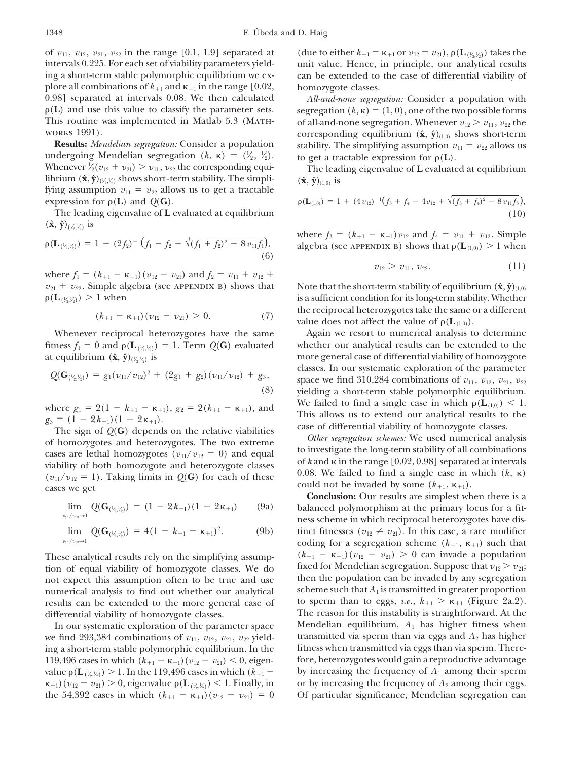of $v_{11}$, $v_{12}$, $v_{21}$, $v_{22}$ in the range [0.1, 1.9] separated at intervals 0.225. For each set of viability parameters yielding a short-term stable polymorphic equilibrium we explore all combinations of $k_{+1}$ and $\kappa_{+1}$ in the range [0.02, 0.98] separated at intervals 0.08. We then calculated $\rho(\mathbf{L})$ and use this value to classify the parameter sets. This routine was implemented in Matlab 5.3 (MathWorks 1991).

**Results:** *Mendelian segregation:* Consider a population undergoing Mendelian segregation $(k, \kappa) = (\frac{1}{2}, \frac{1}{2})$. Whenever $\frac{1}{2}(v_{12} + v_{21}) > v_{11}, v_{22}$ the corresponding equilibrium $(\hat{\mathbf{x}}, \hat{\mathbf{y}})_{(\frac{1}{2},\frac{1}{2})}$ shows short-term stability. The simplifying assumption $v_{11} = v_{22}$ allows us to get a tractable expression for $\rho(\mathbf{L})$ and $Q(\mathbf{G})$.

The leading eigenvalue of $\mathbf{L}$ evaluated at equilibrium $(\hat{\mathbf{x}}, \hat{\mathbf{y}})_{(\frac{1}{2},\frac{1}{2})}$ is

$$\rho(\mathbf{L}_{(\frac{1}{2},\frac{1}{2})}) = 1 + (2f_2)^{-1}\left(f_1 - f_2 + \sqrt{(f_1 + f_2)^2 - 8v_{11}f_1}\right), \tag{6}$$

where $f_1 = (k_{+1} - \kappa_{+1})(v_{12} - v_{21})$ and $f_2 = v_{11} + v_{12} + v_{21} + v_{22}$. Simple algebra (see appendix b) shows that $\rho(\mathbf{L}_{(\frac{1}{2},\frac{1}{2})}) > 1$ when

$$(k_{+1} - \kappa_{+1})(v_{12} - v_{21}) > 0. \tag{7}$$

Whenever reciprocal heterozygotes have the same fitness $f_1 = 0$ and $\rho(\mathbf{L}_{(\frac{1}{2},\frac{1}{2})}) = 1$. Term $Q(\mathbf{G})$ evaluated at equilibrium $(\hat{\mathbf{x}}, \hat{\mathbf{y}})_{(\frac{1}{2},\frac{1}{2})}$ is

$$Q(\mathbf{G}_{(\frac{1}{2},\frac{1}{2})}) = g_1(v_{11}/v_{12})^2 + (2g_1 + g_2)(v_{11}/v_{12}) + g_3, \tag{8}$$

where $g_1 = 2(1 - k_{+1} - \kappa_{+1})$, $g_2 = 2(k_{+1} - \kappa_{+1})$, and $g_3 = (1 - 2k_{+1})(1 - 2\kappa_{+1})$.

The sign of $Q(\mathbf{G})$ depends on the relative viabilities of homozygotes and heterozygotes. The two extreme cases are lethal homozygotes $(v_{11}/v_{12} = 0)$ and equal viability of both homozygote and heterozygote classes $(v_{11}/v_{12} = 1)$. Taking limits in $Q(\mathbf{G})$ for each of these cases we get

$$\lim_{v_{11}/v_{12} \to 0} Q(\mathbf{G}_{(\frac{1}{2},\frac{1}{2})}) = (1 - 2k_{+1})(1 - 2\kappa_{+1}) \tag{9a}$$

$$\lim_{v_{11}/v_{12} \to 1} Q(\mathbf{G}_{(\frac{1}{2},\frac{1}{2})}) = 4(1 - k_{+1} - \kappa_{+1})^2. \tag{9b}$$

These analytical results rely on the simplifying assumption of equal viability of homozygote classes. We do not expect this assumption often to be true and use numerical analysis to find out whether our analytical results can be extended to the more general case of differential viability of homozygote classes.

In our systematic exploration of the parameter space we find 293,384 combinations of $v_{11}$, $v_{12}$, $v_{21}$, $v_{22}$ yielding a short-term stable polymorphic equilibrium. In the 119,496 cases in which $(k_{+1} - \kappa_{+1})(v_{12} - v_{21}) < 0$, eigenvalue $\rho(\mathbf{L}_{(\frac{1}{2},\frac{1}{2})}) > 1$. In the 119,496 cases in which $(k_{+1} - \kappa_{+1})(v_{12} - v_{21}) > 0$, eigenvalue $\rho(\mathbf{L}_{(\frac{1}{2},\frac{1}{2})}) < 1$. Finally, in the 54,392 cases in which $(k_{+1} - \kappa_{+1})(v_{12} - v_{21}) = 0$ (due to either $k_{+1} = \kappa_{+1}$ or $v_{12} = v_{21}$), $\rho(\mathbf{L}_{(\frac{1}{2},\frac{1}{2})})$ takes the unit value. Hence, in principle, our analytical results can be extended to the case of differential viability of homozygote classes.

*All-and-none segregation:* Consider a population with segregation $(k, \kappa) = (1, 0)$, one of the two possible forms of all-and-none segregation. Whenever $v_{12} > v_{11}, v_{22}$ the corresponding equilibrium $(\hat{\mathbf{x}}, \hat{\mathbf{y}})_{(1,0)}$ shows short-term stability. The simplifying assumption $v_{11} = v_{22}$ allows us to get a tractable expression for $\rho(\mathbf{L})$.

The leading eigenvalue of $\mathbf{L}$ evaluated at equilibrium $(\hat{\mathbf{x}}, \hat{\mathbf{y}})_{(1,0)}$ is

$$\rho(\mathbf{L}_{(1,0)}) = 1 + (4v_{12})^{-1}\left(f_3 + f_4 - 4v_{12} + \sqrt{(f_3 + f_4)^2 - 8v_{11}f_3}\right), \tag{10}$$

where $f_3 = (k_{+1} - \kappa_{+1})v_{12}$ and $f_4 = v_{11} + v_{12}$. Simple algebra (see appendix b) shows that $\rho(\mathbf{L}_{(1,0)}) > 1$ when

$$v_{12} > v_{11}, v_{22}. \tag{11}$$

Note that the short-term stability of equilibrium $(\hat{\mathbf{x}}, \hat{\mathbf{y}})_{(1,0)}$ is a sufficient condition for its long-term stability. Whether the reciprocal heterozygotes take the same or a different value does not affect the value of $\rho(\mathbf{L}_{(1,0)})$.

Again we resort to numerical analysis to determine whether our analytical results can be extended to the more general case of differential viability of homozygote classes. In our systematic exploration of the parameter space we find 310,284 combinations of $v_{11}$, $v_{12}$, $v_{21}$, $v_{22}$ yielding a short-term stable polymorphic equilibrium. We failed to find a single case in which $\rho(\mathbf{L}_{(1,0)}) < 1$. This allows us to extend our analytical results to the case of differential viability of homozygote classes.

*Other segregation schemes:* We used numerical analysis to investigate the long-term stability of all combinations of $k$ and $\kappa$ in the range [0.02, 0.98] separated at intervals 0.08. We failed to find a single case in which $(k, \kappa)$ could not be invaded by some $(k_{+1}, \kappa_{+1})$.

**Conclusion:** Our results are simplest when there is a balanced polymorphism at the primary locus for a fitness scheme in which reciprocal heterozygotes have distinct fitnesses $(v_{12} \neq v_{21})$. In this case, a rare modifier coding for a segregation scheme $(k_{+1}, \kappa_{+1})$ such that $(k_{+1} - \kappa_{+1})(v_{12} - v_{21}) > 0$ can invade a population fixed for Mendelian segregation. Suppose that $v_{12} > v_{21}$; then the population can be invaded by any segregation scheme such that $A_1$ is transmitted in greater proportion to sperm than to eggs, *i.e.*, $k_{+1} > \kappa_{+1}$ (Figure 2a.2). The reason for this instability is straightforward. At the Mendelian equilibrium, $A_1$ has higher fitness when transmitted via sperm than via eggs and $A_2$ has higher fitness when transmitted via eggs than via sperm. Therefore, heterozygotes would gain a reproductive advantage by increasing the frequency of $A_1$ among their sperm or by increasing the frequency of $A_2$ among their eggs. Of particular significance, Mendelian segregation can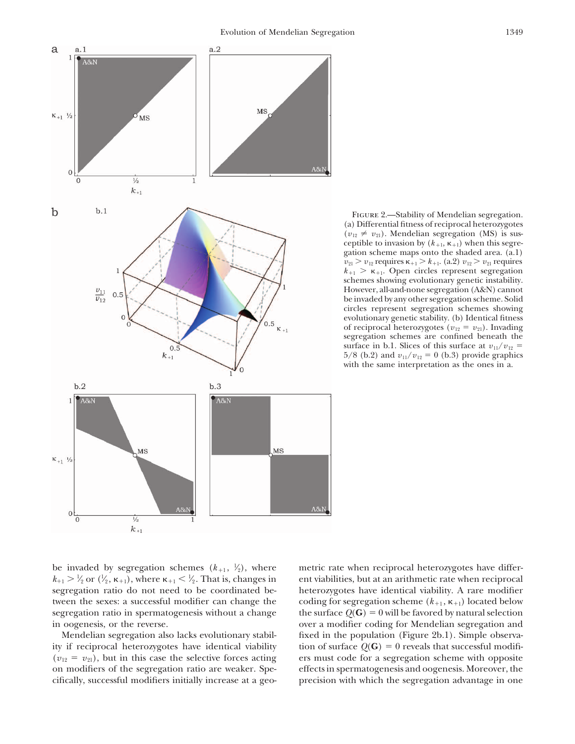FIGURE 2.—Stability of Mendelian segregation. (a) Differential fitness of reciprocal heterozygotes ($v_{12} \neq v_{21}$). Mendelian segregation (MS) is susceptible to invasion by ($k_{+1}$, $\kappa_{+1}$) when this segregation scheme maps onto the shaded area. (a.1) $v_{21} > v_{12}$ requires $\kappa_{+1} > k_{+1}$. (a.2) $v_{12} > v_{21}$ requires $k_{+1} > \kappa_{+1}$. Open circles represent segregation schemes showing evolutionary genetic instability. However, all-and-none segregation (A&N) cannot be invaded by any other segregation scheme. Solid circles represent segregation schemes showing evolutionary genetic stability. (b) Identical fitness of reciprocal heterozygotes ($v_{12} = v_{21}$). Invading segregation schemes are confined beneath the surface in b.1. Slices of this surface at $v_{11}/v_{12}$ = 5/8 (b.2) and $v_{11}/v_{12}$ = 0 (b.3) provide graphics with the same interpretation as the ones in a.

be invaded by segregation schemes ($k_{+1}$, ½), where $k_{+1} > ½$ or (½, $\kappa_{+1}$), where $\kappa_{+1} < ½$. That is, changes in segregation ratio do not need to be coordinated between the sexes: a successful modifier can change the segregation ratio in spermatogenesis without a change in oogenesis, or the reverse.

Mendelian segregation also lacks evolutionary stability if reciprocal heterozygotes have identical viability ($v_{12} = v_{21}$), but in this case the selective forces acting on modifiers of the segregation ratio are weaker. Specifically, successful modifiers initially increase at a geometric rate when reciprocal heterozygotes have different viabilities, but at an arithmetic rate when reciprocal heterozygotes have identical viability. A rare modifier coding for segregation scheme ($k_{+1}$, $\kappa_{+1}$) located below the surface $Q(\mathbf{G}) = 0$ will be favored by natural selection over a modifier coding for Mendelian segregation and fixed in the population (Figure 2b.1). Simple observation of surface $Q(\mathbf{G}) = 0$ reveals that successful modifiers must code for a segregation scheme with opposite effects in spermatogenesis and oogenesis. Moreover, the precision with which the segregation advantage in one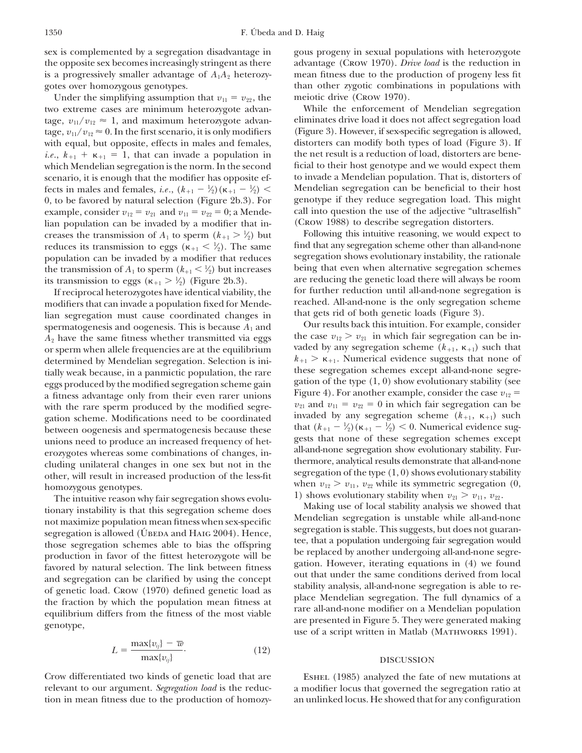sex is complemented by a segregation disadvantage in the opposite sex becomes increasingly stringent as there is a progressively smaller advantage of $A_1A_2$ heterozygotes over homozygous genotypes.

Under the simplifying assumption that $v_{11} = v_{22}$, the two extreme cases are minimum heterozygote advantage, $v_{11}/v_{12} \approx 1$, and maximum heterozygote advantage, $v_{11}/v_{12} \approx 0$. In the first scenario, it is only modifiers with equal, but opposite, effects in males and females, *i.e.*, $k_{+1} + \kappa_{+1} = 1$, that can invade a population in which Mendelian segregation is the norm. In the second scenario, it is enough that the modifier has opposite effects in males and females, *i.e.*, $(k_{+1} - ½)(\kappa_{+1} - ½) < 0$, to be favored by natural selection (Figure 2b.3). For example, consider $v_{12} = v_{21}$ and $v_{11} = v_{22} = 0$; a Mendelian population can be invaded by a modifier that increases the transmission of $A_1$ to sperm ($k_{+1} > ½$) but reduces its transmission to eggs ($\kappa_{+1} < ½$). The same population can be invaded by a modifier that reduces the transmission of $A_1$ to sperm ($k_{+1} < ½$) but increases its transmission to eggs ($\kappa_{+1} > ½$) (Figure 2b.3).

If reciprocal heterozygotes have identical viability, the modifiers that can invade a population fixed for Mendelian segregation must cause coordinated changes in spermatogenesis and oogenesis. This is because $A_1$ and $A_2$ have the same fitness whether transmitted via eggs or sperm when allele frequencies are at the equilibrium determined by Mendelian segregation. Selection is initially weak because, in a panmictic population, the rare eggs produced by the modified segregation scheme gain a fitness advantage only from their even rarer unions with the rare sperm produced by the modified segregation scheme. Modifications need to be coordinated between oogenesis and spermatogenesis because these unions need to produce an increased frequency of heterozygotes whereas some combinations of changes, including unilateral changes in one sex but not in the other, will result in increased production of the less-fit homozygous genotypes.

The intuitive reason why fair segregation shows evolutionary instability is that this segregation scheme does not maximize population mean fitness when sex-specific segregation is allowed (Úbeda and Haig 2004). Hence, those segregation schemes able to bias the offspring production in favor of the fittest heterozygote will be favored by natural selection. The link between fitness and segregation can be clarified by using the concept of genetic load. Crow (1970) defined genetic load as the fraction by which the population mean fitness at equilibrium differs from the fitness of the most viable genotype,

$$L = \frac{\max\{v_{ij}\} - \overline{w}}{\max\{v_{ij}\}}. \tag{12}$$

Crow differentiated two kinds of genetic load that are relevant to our argument. *Segregation load* is the reduction in mean fitness due to the production of homozygous progeny in sexual populations with heterozygote advantage (Crow 1970). *Drive load* is the reduction in mean fitness due to the production of progeny less fit than other zygotic combinations in populations with meiotic drive (Crow 1970).

While the enforcement of Mendelian segregation eliminates drive load it does not affect segregation load (Figure 3). However, if sex-specific segregation is allowed, distorters can modify both types of load (Figure 3). If the net result is a reduction of load, distorters are beneficial to their host genotype and we would expect them to invade a Mendelian population. That is, distorters of Mendelian segregation can be beneficial to their host genotype if they reduce segregation load. This might call into question the use of the adjective "ultraselfish" (Crow 1988) to describe segregation distorters.

Following this intuitive reasoning, we would expect to find that any segregation scheme other than all-and-none segregation shows evolutionary instability, the rationale being that even when alternative segregation schemes are reducing the genetic load there will always be room for further reduction until all-and-none segregation is reached. All-and-none is the only segregation scheme that gets rid of both genetic loads (Figure 3).

Our results back this intuition. For example, consider the case $v_{12} > v_{21}$ in which fair segregation can be invaded by any segregation scheme $(k_{+1}, \kappa_{+1})$ such that $k_{+1} > \kappa_{+1}$. Numerical evidence suggests that none of these segregation schemes except all-and-none segregation of the type (1, 0) show evolutionary stability (see Figure 4). For another example, consider the case $v_{12} = v_{21}$ and $v_{11} = v_{22} = 0$ in which fair segregation can be invaded by any segregation scheme $(k_{+1}, \kappa_{+1})$ such that $(k_{+1} - ½)(\kappa_{+1} - ½) < 0$. Numerical evidence suggests that none of these segregation schemes except all-and-none segregation show evolutionary stability. Furthermore, analytical results demonstrate that all-and-none segregation of the type (1, 0) shows evolutionary stability when $v_{12} > v_{11}$, $v_{22}$ while its symmetric segregation (0, 1) shows evolutionary stability when $v_{21} > v_{11}$, $v_{22}$.

Making use of local stability analysis we showed that Mendelian segregation is unstable while all-and-none segregation is stable. This suggests, but does not guarantee, that a population undergoing fair segregation would be replaced by another undergoing all-and-none segregation. However, iterating equations in (4) we found out that under the same conditions derived from local stability analysis, all-and-none segregation is able to replace Mendelian segregation. The full dynamics of a rare all-and-none modifier on a Mendelian population are presented in Figure 5. They were generated making use of a script written in Matlab (Mathworks 1991).

## DISCUSSION

Eshel (1985) analyzed the fate of new mutations at a modifier locus that governed the segregation ratio at an unlinked locus. He showed that for any configuration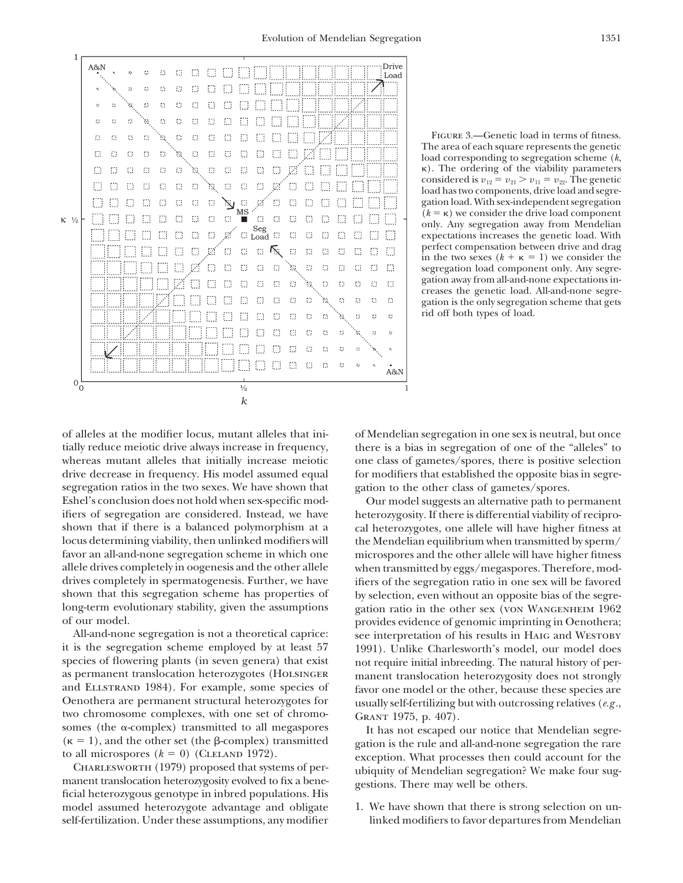Figure 3.—Genetic load in terms of fitness. The area of each square represents the genetic load corresponding to segregation scheme ($k$, $\kappa$). The ordering of the viability parameters considered is $v_{12} = v_{21} > v_{11} = v_{22}$. The genetic load has two components, drive load and segregation load. With sex-independent segregation ($k = \kappa$) we consider the drive load component only. Any segregation away from Mendelian expectations increases the genetic load. With perfect compensation between drive and drag in the two sexes ($k + \kappa = 1$) we consider the segregation load component only. Any segregation away from all-and-none expectations increases the genetic load. All-and-none segregation is the only segregation scheme that gets rid off both types of load.

of alleles at the modifier locus, mutant alleles that initially reduce meiotic drive always increase in frequency, whereas mutant alleles that initially increase meiotic drive decrease in frequency. His model assumed equal segregation ratios in the two sexes. We have shown that Eshel's conclusion does not hold when sex-specific modifiers of segregation are considered. Instead, we have shown that if there is a balanced polymorphism at a locus determining viability, then unlinked modifiers will favor an all-and-none segregation scheme in which one allele drives completely in oogenesis and the other allele drives completely in spermatogenesis. Further, we have shown that this segregation scheme has properties of long-term evolutionary stability, given the assumptions of our model.

All-and-none segregation is not a theoretical caprice: it is the segregation scheme employed by at least 57 species of flowering plants (in seven genera) that exist as permanent translocation heterozygotes (Holsinger and Ellstrand 1984). For example, some species of Oenothera are permanent structural heterozygotes for two chromosome complexes, with one set of chromosomes (the $\alpha$-complex) transmitted to all megaspores ($\kappa = 1$), and the other set (the $\beta$-complex) transmitted to all microspores ($k = 0$) (Cleland 1972).

Charlesworth (1979) proposed that systems of permanent translocation heterozygosity evolved to fix a beneficial heterozygous genotype in inbred populations. His model assumed heterozygote advantage and obligate self-fertilization. Under these assumptions, any modifier of Mendelian segregation in one sex is neutral, but once there is a bias in segregation of one of the "alleles" to one class of gametes/spores, there is positive selection for modifiers that established the opposite bias in segregation to the other class of gametes/spores.

Our model suggests an alternative path to permanent heterozygosity. If there is differential viability of reciprocal heterozygotes, one allele will have higher fitness at the Mendelian equilibrium when transmitted by sperm/microspores and the other allele will have higher fitness when transmitted by eggs/megaspores. Therefore, modifiers of the segregation ratio in one sex will be favored by selection, even without an opposite bias of the segregation ratio in the other sex (von Wangenheim 1962 provides evidence of genomic imprinting in Oenothera; see interpretation of his results in Haig and Westoby 1991). Unlike Charlesworth's model, our model does not require initial inbreeding. The natural history of permanent translocation heterozygosity does not strongly favor one model or the other, because these species are usually self-fertilizing but with outcrossing relatives (*e.g.*, Grant 1975, p. 407).

It has not escaped our notice that Mendelian segregation is the rule and all-and-none segregation the rare exception. What processes then could account for the ubiquity of Mendelian segregation? We make four suggestions. There may well be others.

1. We have shown that there is strong selection on unlinked modifiers to favor departures from Mendelian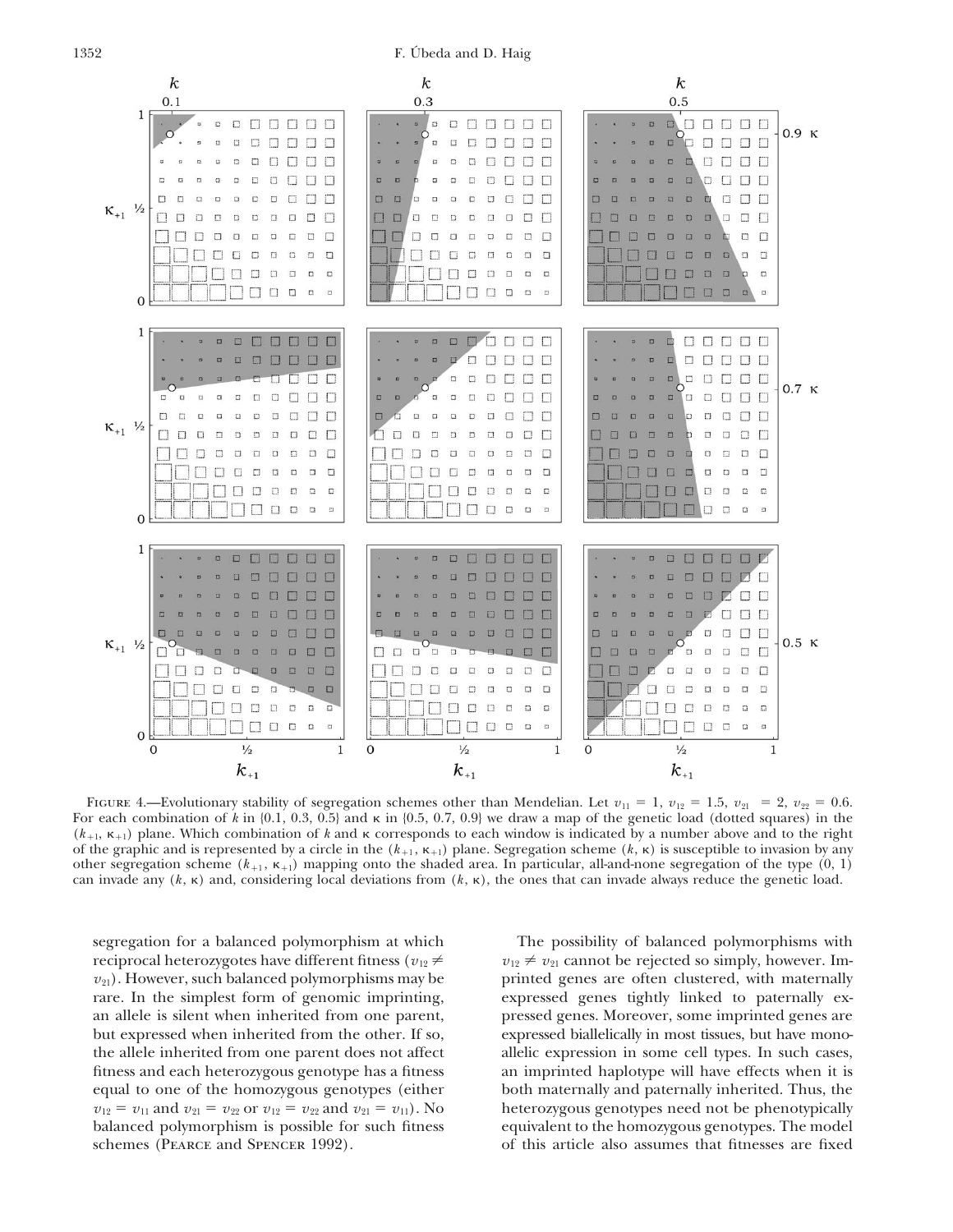FIGURE 4.—Evolutionary stability of segregation schemes other than Mendelian. Let $v_{11} = 1$, $v_{12} = 1.5$, $v_{21} = 2$, $v_{22} = 0.6$. For each combination of $k$ in {0.1, 0.3, 0.5} and $\kappa$ in {0.5, 0.7, 0.9} we draw a map of the genetic load (dotted squares) in the $(k_{+1}, \kappa_{+1})$ plane. Which combination of $k$ and $\kappa$ corresponds to each window is indicated by a number above and to the right of the graphic and is represented by a circle in the $(k_{+1}, \kappa_{+1})$ plane. Segregation scheme $(k, \kappa)$ is susceptible to invasion by any other segregation scheme $(k_{+1}, \kappa_{+1})$ mapping onto the shaded area. In particular, all-and-none segregation of the type (0, 1) can invade any $(k, \kappa)$ and, considering local deviations from $(k, \kappa)$, the ones that can invade always reduce the genetic load.

segregation for a balanced polymorphism at which reciprocal heterozygotes have different fitness ($v_{12} \neq v_{21}$). However, such balanced polymorphisms may be rare. In the simplest form of genomic imprinting, an allele is silent when inherited from one parent, but expressed when inherited from the other. If so, the allele inherited from one parent does not affect fitness and each heterozygous genotype has a fitness equal to one of the homozygous genotypes (either $v_{12} = v_{11}$ and $v_{21} = v_{22}$ or $v_{12} = v_{22}$ and $v_{21} = v_{11}$). No balanced polymorphism is possible for such fitness schemes (Pearce and Spencer 1992).

The possibility of balanced polymorphisms with $v_{12} \neq v_{21}$ cannot be rejected so simply, however. Imprinted genes are often clustered, with maternally expressed genes tightly linked to paternally expressed genes. Moreover, some imprinted genes are expressed biallelically in most tissues, but have monoallelic expression in some cell types. In such cases, an imprinted haplotype will have effects when it is both maternally and paternally inherited. Thus, the heterozygous genotypes need not be phenotypically equivalent to the homozygous genotypes. The model of this article also assumes that fitnesses are fixed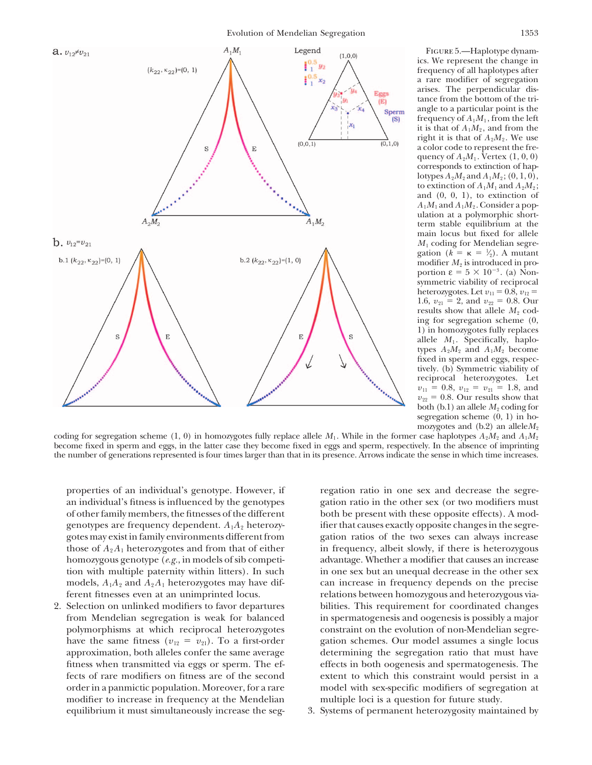FIGURE 5.—Haplotype dynamics. We represent the change in frequency of all haplotypes after a rare modifier of segregation arises. The perpendicular distance from the bottom of the triangle to a particular point is the frequency of $A_1M_1$, from the left it is that of $A_1M_2$, and from the right it is that of $A_2M_2$. We use a color code to represent the frequency of $A_2M_1$. Vertex (1, 0, 0) corresponds to extinction of haplotypes $A_2M_2$ and $A_1M_2$; (0, 1, 0), to extinction of $A_1M_1$ and $A_2M_2$; and (0, 0, 1), to extinction of $A_1M_1$ and $A_1M_2$. Consider a population at a polymorphic short-term stable equilibrium at the main locus but fixed for allele $M_1$ coding for Mendelian segregation ($k = \kappa = \frac{1}{2}$). A mutant modifier $M_2$ is introduced in proportion $\varepsilon = 5 \times 10^{-3}$. (a) Nonsymmetric viability of reciprocal heterozygotes. Let $v_{11} = 0.8$, $v_{12} = 1.6$, $v_{21} = 2$, and $v_{22} = 0.8$. Our results show that allele $M_2$ coding for segregation scheme (0, 1) in homozygotes fully replaces allele $M_1$. Specifically, haplotypes $A_2M_2$ and $A_1M_2$ become fixed in sperm and eggs, respectively. (b) Symmetric viability of reciprocal heterozygotes. Let $v_{11} = 0.8$, $v_{12} = v_{21} = 1.8$, and $v_{22} = 0.8$. Our results show that both (b.1) an allele $M_2$ coding for segregation scheme (0, 1) in homozygotes and (b.2) an allele $M_2$ coding for segregation scheme (1, 0) in homozygotes fully replace allele $M_1$. While in the former case haplotypes $A_2M_2$ and $A_1M_2$ become fixed in sperm and eggs, in the latter case they become fixed in eggs and sperm, respectively. In the absence of imprinting the number of generations represented is four times larger than that in its presence. Arrows indicate the sense in which time increases.

properties of an individual's genotype. However, if an individual's fitness is influenced by the genotypes of other family members, the fitnesses of the different genotypes are frequency dependent. $A_1A_2$ heterozygotes may exist in family environments different from those of $A_2A_1$ heterozygotes and from that of either homozygous genotype (*e.g.*, in models of sib competition with multiple paternity within litters). In such models, $A_1A_2$ and $A_2A_1$ heterozygotes may have different fitnesses even at an unimprinted locus.

2. Selection on unlinked modifiers to favor departures from Mendelian segregation is weak for balanced polymorphisms at which reciprocal heterozygotes have the same fitness ($v_{12} = v_{21}$). To a first-order approximation, both alleles confer the same average fitness when transmitted via eggs or sperm. The effects of rare modifiers on fitness are of the second order in a panmictic population. Moreover, for a rare modifier to increase in frequency at the Mendelian equilibrium it must simultaneously increase the segregation ratio in one sex and decrease the segregation ratio in the other sex (or two modifiers must both be present with these opposite effects). A modifier that causes exactly opposite changes in the segregation ratios of the two sexes can always increase in frequency, albeit slowly, if there is heterozygous advantage. Whether a modifier that causes an increase in one sex but an unequal decrease in the other sex can increase in frequency depends on the precise relations between homozygous and heterozygous viabilities. This requirement for coordinated changes in spermatogenesis and oogenesis is possibly a major constraint on the evolution of non-Mendelian segregation schemes. Our model assumes a single locus determining the segregation ratio that must have effects in both oogenesis and spermatogenesis. The extent to which this constraint would persist in a model with sex-specific modifiers of segregation at multiple loci is a question for future study.

3. Systems of permanent heterozygosity maintained by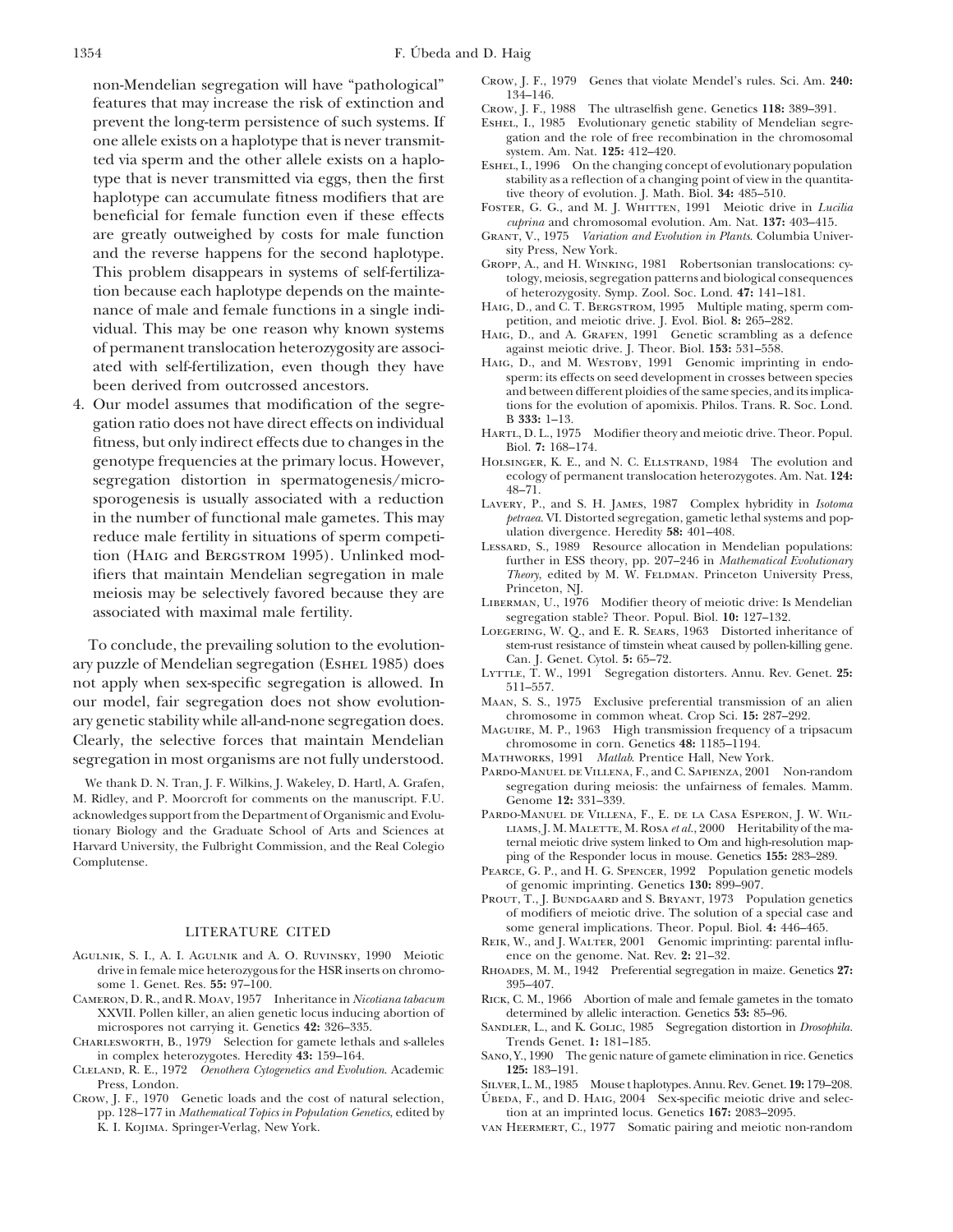non-Mendelian segregation will have "pathological" features that may increase the risk of extinction and prevent the long-term persistence of such systems. If one allele exists on a haplotype that is never transmitted via sperm and the other allele exists on a haplotype that is never transmitted via eggs, then the first haplotype can accumulate fitness modifiers that are beneficial for female function even if these effects are greatly outweighed by costs for male function and the reverse happens for the second haplotype. This problem disappears in systems of self-fertilization because each haplotype depends on the maintenance of male and female functions in a single individual. This may be one reason why known systems of permanent translocation heterozygosity are associated with self-fertilization, even though they have been derived from outcrossed ancestors.

4. Our model assumes that modification of the segregation ratio does not have direct effects on individual fitness, but only indirect effects due to changes in the genotype frequencies at the primary locus. However, segregation distortion in spermatogenesis/microsporogenesis is usually associated with a reduction in the number of functional male gametes. This may reduce male fertility in situations of sperm competition (Haig and Bergstrom 1995). Unlinked modifiers that maintain Mendelian segregation in male meiosis may be selectively favored because they are associated with maximal male fertility.

To conclude, the prevailing solution to the evolutionary puzzle of Mendelian segregation (Eshel 1985) does not apply when sex-specific segregation is allowed. In our model, fair segregation does not show evolutionary genetic stability while all-and-none segregation does. Clearly, the selective forces that maintain Mendelian segregation in most organisms are not fully understood.

We thank D. N. Tran, J. F. Wilkins, J. Wakeley, D. Hartl, A. Grafen, M. Ridley, and P. Moorcroft for comments on the manuscript. F.U. acknowledges support from the Department of Organismic and Evolutionary Biology and the Graduate School of Arts and Sciences at Harvard University, the Fulbright Commission, and the Real Colegio Complutense.

## LITERATURE CITED

Agulnik, S. I., A. I. Agulnik and A. O. Ruvinsky, 1990 Meiotic drive in female mice heterozygous for the HSR inserts on chromosome 1. Genet. Res. **55:** 97–100.

Cameron, D. R., and R. Moav, 1957 Inheritance in *Nicotiana tabacum* XXVII. Pollen killer, an alien genetic locus inducing abortion of microspores not carrying it. Genetics **42:** 326–335.

Charlesworth, B., 1979 Selection for gamete lethals and s-alleles in complex heterozygotes. Heredity **43:** 159–164.

Cleland, R. E., 1972 *Oenothera Cytogenetics and Evolution*. Academic Press, London.

Crow, J. F., 1970 Genetic loads and the cost of natural selection, pp. 128–177 in *Mathematical Topics in Population Genetics*, edited by K. I. Kojima. Springer-Verlag, New York.

Crow, J. F., 1979 Genes that violate Mendel's rules. Sci. Am. **240:** 134–146.

Crow, J. F., 1988 The ultraselfish gene. Genetics **118:** 389–391.

Eshel, I., 1985 Evolutionary genetic stability of Mendelian segregation and the role of free recombination in the chromosomal system. Am. Nat. **125:** 412–420.

Eshel, I., 1996 On the changing concept of evolutionary population stability as a reflection of a changing point of view in the quantitative theory of evolution. J. Math. Biol. **34:** 485–510.

Foster, G. G., and M. J. Whitten, 1991 Meiotic drive in *Lucilia cuprina* and chromosomal evolution. Am. Nat. **137:** 403–415.

Grant, V., 1975 *Variation and Evolution in Plants*. Columbia University Press, New York.

Gropp, A., and H. Winking, 1981 Robertsonian translocations: cytology, meiosis, segregation patterns and biological consequences of heterozygosity. Symp. Zool. Soc. Lond. **47:** 141–181.

Haig, D., and C. T. Bergstrom, 1995 Multiple mating, sperm competition, and meiotic drive. J. Evol. Biol. **8:** 265–282.

Haig, D., and A. Grafen, 1991 Genetic scrambling as a defence against meiotic drive. J. Theor. Biol. **153:** 531–558.

Haig, D., and M. Westoby, 1991 Genomic imprinting in endosperm: its effects on seed development in crosses between species and between different ploidies of the same species, and its implications for the evolution of apomixis. Philos. Trans. R. Soc. Lond. B **333:** 1–13.

Hartl, D. L., 1975 Modifier theory and meiotic drive. Theor. Popul. Biol. **7:** 168–174.

Holsinger, K. E., and N. C. Ellstrand, 1984 The evolution and ecology of permanent translocation heterozygotes. Am. Nat. **124:** 48–71.

Lavery, P., and S. H. James, 1987 Complex hybridity in *Isotoma petraea*. VI. Distorted segregation, gametic lethal systems and population divergence. Heredity **58:** 401–408.

Lessard, S., 1989 Resource allocation in Mendelian populations: further in ESS theory, pp. 207–246 in *Mathematical Evolutionary Theory*, edited by M. W. Feldman. Princeton University Press, Princeton, NJ.

Liberman, U., 1976 Modifier theory of meiotic drive: Is Mendelian segregation stable? Theor. Popul. Biol. **10:** 127–132.

Loegering, W. Q., and E. R. Sears, 1963 Distorted inheritance of stem-rust resistance of timstein wheat caused by pollen-killing gene. Can. J. Genet. Cytol. **5:** 65–72.

Lyttle, T. W., 1991 Segregation distorters. Annu. Rev. Genet. **25:** 511–557.

Maan, S. S., 1975 Exclusive preferential transmission of an alien chromosome in common wheat. Crop Sci. **15:** 287–292.

Maguire, M. P., 1963 High transmission frequency of a tripsacum chromosome in corn. Genetics **48:** 1185–1194.

Mathworks, 1991 *Matlab*. Prentice Hall, New York.

Pardo-Manuel de Villena, F., and C. Sapienza, 2001 Non-random segregation during meiosis: the unfairness of females. Mamm. Genome **12:** 331–339.

Pardo-Manuel de Villena, F., E. de la Casa Esperon, J. W. Williams, J. M. Malette, M. Rosa *et al.*, 2000 Heritability of the maternal meiotic drive system linked to Om and high-resolution mapping of the Responder locus in mouse. Genetics **155:** 283–289.

Pearce, G. P., and H. G. Spencer, 1992 Population genetic models of genomic imprinting. Genetics **130:** 899–907.

Prout, T., J. Bundgaard and S. Bryant, 1973 Population genetics of modifiers of meiotic drive. The solution of a special case and some general implications. Theor. Popul. Biol. **4:** 446–465.

Reik, W., and J. Walter, 2001 Genomic imprinting: parental influence on the genome. Nat. Rev. **2:** 21–32.

Rhoades, M. M., 1942 Preferential segregation in maize. Genetics **27:** 395–407.

Rick, C. M., 1966 Abortion of male and female gametes in the tomato determined by allelic interaction. Genetics **53:** 85–96.

Sandler, L., and K. Golic, 1985 Segregation distortion in *Drosophila*. Trends Genet. **1:** 181–185.

Sano, Y., 1990 The genic nature of gamete elimination in rice. Genetics **125:** 183–191.

Silver, L. M., 1985 Mouse t haplotypes. Annu. Rev. Genet. **19:** 179–208.

Úbeda, F., and D. Haig, 2004 Sex-specific meiotic drive and selection at an imprinted locus. Genetics **167:** 2083–2095.

van Heermert, C., 1977 Somatic pairing and meiotic non-random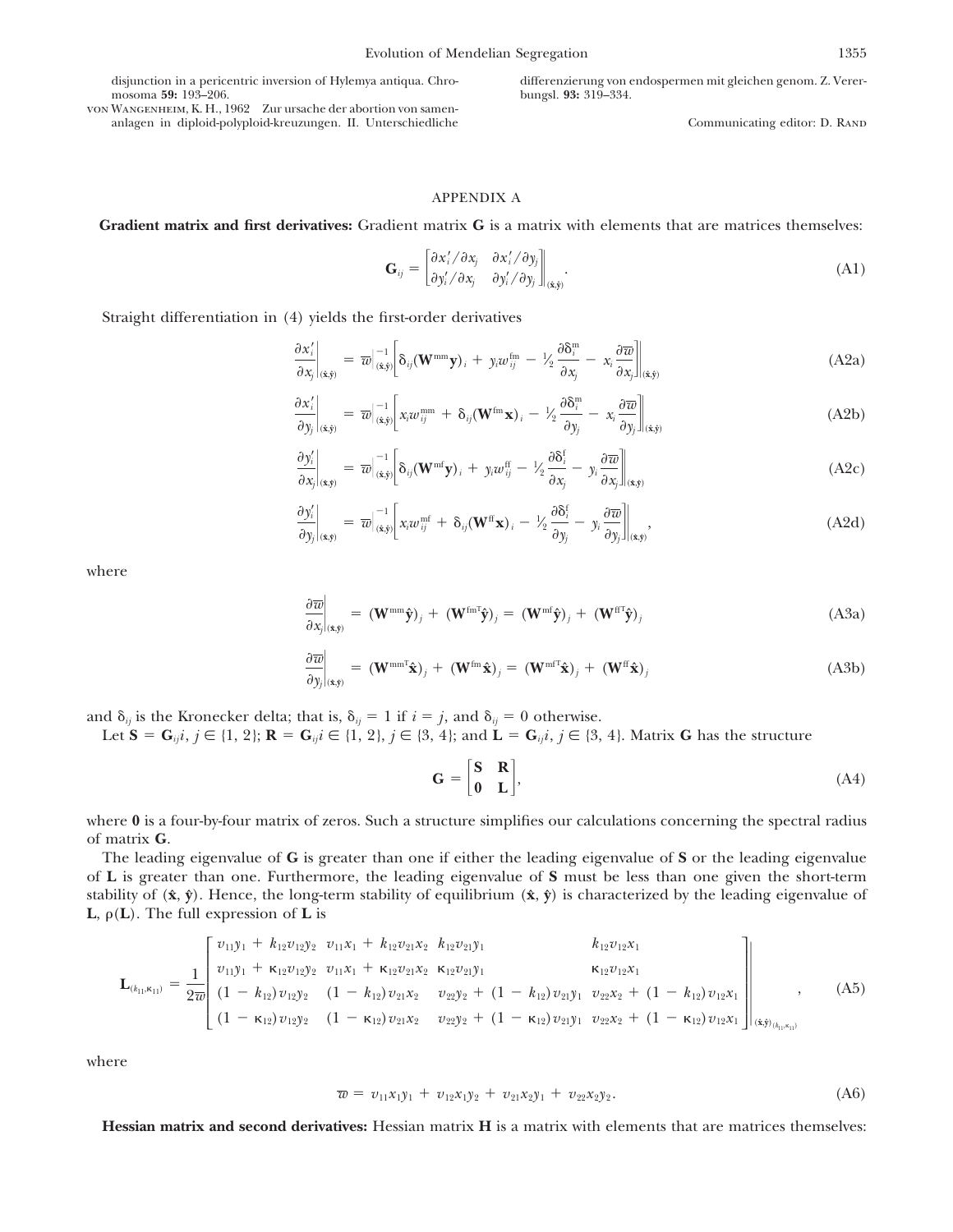disjunction in a pericentric inversion of Hylemya antiqua. Chromosoma **59:** 193–206.

von Wangenheim, K. H., 1962 Zur ursache der abortion von samenanlagen in diploid-polyploid-kreuzungen. II. Unterschiedliche differenzierung von endospermen mit gleichen genom. Z. Vererbungsl. **93:** 319–334.

Communicating editor: D. Rand

## APPENDIX A

**Gradient matrix and first derivatives:** Gradient matrix **G** is a matrix with elements that are matrices themselves:

$$\mathbf{G}_{ij} = \begin{bmatrix} \partial x_i'/\partial x_j & \partial x_i'/\partial y_j \\ \partial y_i'/\partial x_j & \partial y_i'/\partial y_j \end{bmatrix}\Bigg|_{(\hat{\mathbf{x}},\hat{\mathbf{y}})}. \tag{A1}$$

Straight differentiation in (4) yields the first-order derivatives

$$\frac{\partial x_i'}{\partial x_j}\bigg|_{(\hat{\mathbf{x}},\hat{\mathbf{y}})} = \overline{w}\big|^{-1}_{(\hat{\mathbf{x}},\hat{\mathbf{y}})}\left[\delta_{ij}(\mathbf{W}^{\mathrm{mm}}\mathbf{y})_i + y_i w_{ij}^{\mathrm{fm}} - {}^1\!/_2\frac{\partial \delta_i^{\mathrm{m}}}{\partial x_j} - x_i\frac{\partial \overline{w}}{\partial x_j}\right]\Bigg|_{(\hat{\mathbf{x}},\hat{\mathbf{y}})} \tag{A2a}$$

$$\frac{\partial x_i'}{\partial y_j}\bigg|_{(\hat{\mathbf{x}},\hat{\mathbf{y}})} = \overline{w}\big|^{-1}_{(\hat{\mathbf{x}},\hat{\mathbf{y}})}\left[x_i w_{ij}^{\mathrm{mm}} + \delta_{ij}(\mathbf{W}^{\mathrm{fm}}\mathbf{x})_i - {}^1\!/_2\frac{\partial \delta_i^{\mathrm{m}}}{\partial y_j} - x_i\frac{\partial \overline{w}}{\partial y_j}\right]\Bigg|_{(\hat{\mathbf{x}},\hat{\mathbf{y}})} \tag{A2b}$$

$$\frac{\partial y_i'}{\partial x_j}\bigg|_{(\hat{\mathbf{x}},\hat{\mathbf{y}})} = \overline{w}\big|^{-1}_{(\hat{\mathbf{x}},\hat{\mathbf{y}})}\left[\delta_{ij}(\mathbf{W}^{\mathrm{mf}}\mathbf{y})_i + y_i w_{ij}^{\mathrm{ff}} - {}^1\!/_2\frac{\partial \delta_i^{\mathrm{f}}}{\partial x_j} - y_i\frac{\partial \overline{w}}{\partial x_j}\right]\Bigg|_{(\hat{\mathbf{x}},\hat{\mathbf{y}})} \tag{A2c}$$

$$\frac{\partial y_i'}{\partial y_j}\bigg|_{(\hat{\mathbf{x}},\hat{\mathbf{y}})} = \overline{w}\big|^{-1}_{(\hat{\mathbf{x}},\hat{\mathbf{y}})}\left[x_i w_{ij}^{\mathrm{mf}} + \delta_{ij}(\mathbf{W}^{\mathrm{ff}}\mathbf{x})_i - {}^1\!/_2\frac{\partial \delta_i^{\mathrm{f}}}{\partial y_j} - y_i\frac{\partial \overline{w}}{\partial y_j}\right]\Bigg|_{(\hat{\mathbf{x}},\hat{\mathbf{y}})}, \tag{A2d}$$

where

$$\frac{\partial \overline{w}}{\partial x_j}\bigg|_{(\hat{\mathbf{x}},\hat{\mathbf{y}})} = (\mathbf{W}^{\mathrm{mm}}\hat{\mathbf{y}})_j + (\mathbf{W}^{\mathrm{fm}\mathrm{T}}\hat{\mathbf{y}})_j = (\mathbf{W}^{\mathrm{mf}}\hat{\mathbf{y}})_j + (\mathbf{W}^{\mathrm{ff}\mathrm{T}}\hat{\mathbf{y}})_j \tag{A3a}$$

$$\frac{\partial \overline{w}}{\partial y_j}\bigg|_{(\hat{\mathbf{x}},\hat{\mathbf{y}})} = (\mathbf{W}^{\mathrm{mm}\mathrm{T}}\hat{\mathbf{x}})_j + (\mathbf{W}^{\mathrm{fm}}\hat{\mathbf{x}})_j = (\mathbf{W}^{\mathrm{mf}\mathrm{T}}\hat{\mathbf{x}})_j + (\mathbf{W}^{\mathrm{ff}}\hat{\mathbf{x}})_j \tag{A3b}$$

and $\delta_{ij}$ is the Kronecker delta; that is, $\delta_{ij} = 1$ if $i = j$, and $\delta_{ij} = 0$ otherwise.

Let $\mathbf{S} = \mathbf{G}_{ij}i, j \in \{1, 2\}$; $\mathbf{R} = \mathbf{G}_{ij}i \in \{1, 2\}, j \in \{3, 4\}$; and $\mathbf{L} = \mathbf{G}_{ij}i, j \in \{3, 4\}$. Matrix **G** has the structure

$$\mathbf{G} = \begin{bmatrix} \mathbf{S} & \mathbf{R} \\ \mathbf{0} & \mathbf{L} \end{bmatrix}, \tag{A4}$$

where **0** is a four-by-four matrix of zeros. Such a structure simplifies our calculations concerning the spectral radius of matrix **G**.

The leading eigenvalue of **G** is greater than one if either the leading eigenvalue of **S** or the leading eigenvalue of **L** is greater than one. Furthermore, the leading eigenvalue of **S** must be less than one given the short-term stability of $(\hat{\mathbf{x}}, \hat{\mathbf{y}})$. Hence, the long-term stability of equilibrium $(\hat{\mathbf{x}}, \hat{\mathbf{y}})$ is characterized by the leading eigenvalue of **L**, $\rho(\mathbf{L})$. The full expression of **L** is

$$\mathbf{L}_{(k_{11},\kappa_{11})} = \frac{1}{2\overline{w}}\begin{bmatrix} v_{11}y_1 + k_{12}v_{12}y_2 & v_{11}x_1 + k_{12}v_{21}x_2 & k_{12}v_{21}y_1 & k_{12}v_{12}x_1 \\ v_{11}y_1 + \kappa_{12}v_{12}y_2 & v_{11}x_1 + \kappa_{12}v_{21}x_2 & \kappa_{12}v_{21}y_1 & \kappa_{12}v_{12}x_1 \\ (1-k_{12})v_{12}y_2 & (1-k_{12})v_{21}x_2 & v_{22}y_2 + (1-k_{12})v_{21}y_1 & v_{22}x_2 + (1-k_{12})v_{12}x_1 \\ (1-\kappa_{12})v_{12}y_2 & (1-\kappa_{12})v_{21}x_2 & v_{22}y_2 + (1-\kappa_{12})v_{21}y_1 & v_{22}x_2 + (1-\kappa_{12})v_{12}x_1 \end{bmatrix}\Bigg|_{(\hat{\mathbf{x}},\hat{\mathbf{y}})_{(k_{11},\kappa_{11})}}, \tag{A5}$$

where

$$\overline{w} = v_{11}x_1y_1 + v_{12}x_1y_2 + v_{21}x_2y_1 + v_{22}x_2y_2. \tag{A6}$$

**Hessian matrix and second derivatives:** Hessian matrix **H** is a matrix with elements that are matrices themselves: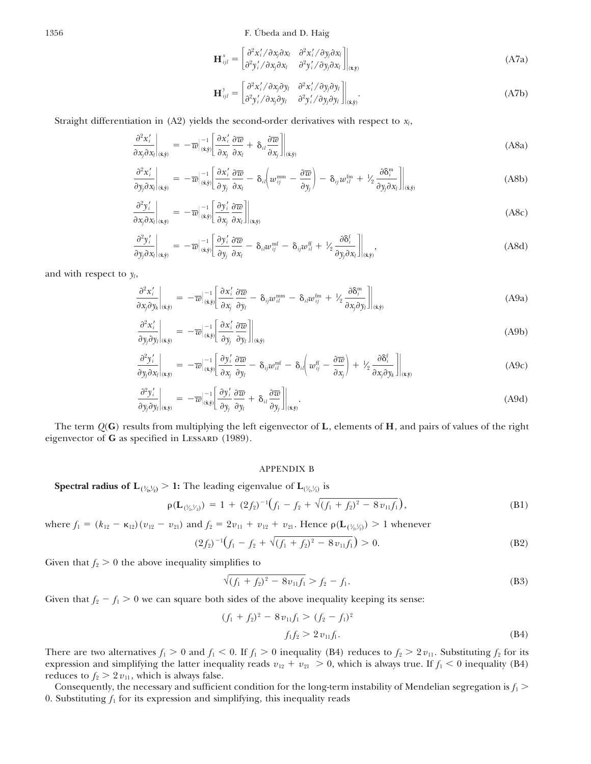$$\mathbf{H}^x_{ijl} = \begin{bmatrix} \partial^2 x'_i/\partial x_j \partial x_l & \partial^2 x'_i/\partial y_j \partial x_l \\ \partial^2 y'_i/\partial x_j \partial x_l & \partial^2 y'_i/\partial y_j \partial x_l \end{bmatrix}\Bigg|_{(\hat{\mathbf{x}},\hat{\mathbf{y}})} \tag{A7a}$$

$$\mathbf{H}^y_{ijl} = \begin{bmatrix} \partial^2 x'_i/\partial x_j \partial y_l & \partial^2 x'_i/\partial y_j \partial y_l \\ \partial^2 y'_i/\partial x_j \partial y_l & \partial^2 y'_i/\partial y_j \partial y_l \end{bmatrix}\Bigg|_{(\hat{\mathbf{x}},\hat{\mathbf{y}})}. \tag{A7b}$$

Straight differentiation in (A2) yields the second-order derivatives with respect to $x_l$,

$$\frac{\partial^2 x'_i}{\partial x_j \partial x_l}\bigg|_{(\hat{\mathbf{x}},\hat{\mathbf{y}})} = -\overline{w}|^{-1}_{(\hat{\mathbf{x}},\hat{\mathbf{y}})}\left[\frac{\partial x'_i}{\partial x_j}\frac{\partial \overline{w}}{\partial x_l} + \delta_{il}\frac{\partial \overline{w}}{\partial x_j}\right]\bigg|_{(\hat{\mathbf{x}},\hat{\mathbf{y}})} \tag{A8a}$$

$$\frac{\partial^2 x'_i}{\partial y_j \partial x_l}\bigg|_{(\hat{\mathbf{x}},\hat{\mathbf{y}})} = -\overline{w}|^{-1}_{(\hat{\mathbf{x}},\hat{\mathbf{y}})}\left[\frac{\partial x'_i}{\partial y_j}\frac{\partial \overline{w}}{\partial x_l} - \delta_{il}\left(w^{\mathrm{mm}}_{ij} - \frac{\partial \overline{w}}{\partial y_j}\right) - \delta_{ij} w^{\mathrm{fm}}_{il} + {}^1\!/_2\frac{\partial \delta^{\mathrm{m}}_i}{\partial y_j \partial x_l}\right]\bigg|_{(\hat{\mathbf{x}},\hat{\mathbf{y}})} \tag{A8b}$$

$$\frac{\partial^2 y'_i}{\partial x_j \partial x_l}\bigg|_{(\hat{\mathbf{x}},\hat{\mathbf{y}})} = -\overline{w}|^{-1}_{(\hat{\mathbf{x}},\hat{\mathbf{y}})}\left[\frac{\partial y'_i}{\partial x_j}\frac{\partial \overline{w}}{\partial x_l}\right]\bigg|_{(\hat{\mathbf{x}},\hat{\mathbf{y}})} \tag{A8c}$$

$$\frac{\partial^2 y'_i}{\partial y_j \partial x_l}\bigg|_{(\hat{\mathbf{x}},\hat{\mathbf{y}})} = -\overline{w}|^{-1}_{(\hat{\mathbf{x}},\hat{\mathbf{y}})}\left[\frac{\partial y'_i}{\partial y_j}\frac{\partial \overline{w}}{\partial x_l} - \delta_{il} w^{\mathrm{mf}}_{ij} - \delta_{ij} w^{\mathrm{ff}}_{il} + {}^1\!/_2\frac{\partial \delta^{\mathrm{f}}_i}{\partial y_j \partial x_l}\right]\bigg|_{(\hat{\mathbf{x}},\hat{\mathbf{y}})}, \tag{A8d}$$

and with respect to $y_l$,

$$\frac{\partial^2 x'_i}{\partial x_j \partial y_k}\bigg|_{(\hat{\mathbf{x}},\hat{\mathbf{y}})} = -\overline{w}|^{-1}_{(\hat{\mathbf{x}},\hat{\mathbf{y}})}\left[\frac{\partial x'_i}{\partial x_j}\frac{\partial \overline{w}}{\partial y_l} - \delta_{ij} w^{\mathrm{mm}}_{il} - \delta_{il} w^{\mathrm{fm}}_{ij} + {}^1\!/_2\frac{\partial \delta^{\mathrm{m}}_i}{\partial x_j \partial y_l}\right]\bigg|_{(\hat{\mathbf{x}},\hat{\mathbf{y}})} \tag{A9a}$$

$$\frac{\partial^2 x'_i}{\partial y_j \partial y_l}\bigg|_{(\hat{\mathbf{x}},\hat{\mathbf{y}})} = -\overline{w}|^{-1}_{(\hat{\mathbf{x}},\hat{\mathbf{y}})}\left[\frac{\partial x'_i}{\partial y_j}\frac{\partial \overline{w}}{\partial y_l}\right]\bigg|_{(\hat{\mathbf{x}},\hat{\mathbf{y}})} \tag{A9b}$$

$$\frac{\partial^2 y'_i}{\partial y_j \partial x_l}\bigg|_{(\hat{\mathbf{x}},\hat{\mathbf{y}})} = -\overline{w}|^{-1}_{(\hat{\mathbf{x}},\hat{\mathbf{y}})}\left[\frac{\partial y'_i}{\partial x_j}\frac{\partial \overline{w}}{\partial y_l} - \delta_{ij} w^{\mathrm{mf}}_{il} - \delta_{il}\left(w^{\mathrm{ff}}_{ij} - \frac{\partial \overline{w}}{\partial x_j}\right) + {}^1\!/_2\frac{\partial \delta^{\mathrm{f}}_i}{\partial x_j \partial y_k}\right]\bigg|_{(\hat{\mathbf{x}},\hat{\mathbf{y}})} \tag{A9c}$$

$$\frac{\partial^2 y'_i}{\partial y_j \partial y_l}\bigg|_{(\hat{\mathbf{x}},\hat{\mathbf{y}})} = -\overline{w}|^{-1}_{(\hat{\mathbf{x}},\hat{\mathbf{y}})}\left[\frac{\partial y'_i}{\partial y_j}\frac{\partial \overline{w}}{\partial y_l} + \delta_{il}\frac{\partial \overline{w}}{\partial y_j}\right]\bigg|_{(\hat{\mathbf{x}},\hat{\mathbf{y}})}. \tag{A9d}$$

The term $Q(\mathbf{G})$ results from multiplying the left eigenvector of $\mathbf{L}$, elements of $\mathbf{H}$, and pairs of values of the right eigenvector of $\mathbf{G}$ as specified in Lessard (1989).

## APPENDIX B

**Spectral radius of $\mathbf{L}_{(1/2,1/2)} > 1$:** The leading eigenvalue of $\mathbf{L}_{(1/2,1/2)}$ is

$$\rho(\mathbf{L}_{(1/2,1/2)}) = 1 + (2f_2)^{-1}\left(f_1 - f_2 + \sqrt{(f_1 + f_2)^2 - 8v_{11}f_1}\right), \tag{B1}$$

where $f_1 = (k_{12} - \kappa_{12})(v_{12} - v_{21})$ and $f_2 = 2v_{11} + v_{12} + v_{21}$. Hence $\rho(\mathbf{L}_{(1/2,1/2)}) > 1$ whenever

$$(2f_2)^{-1}\left(f_1 - f_2 + \sqrt{(f_1 + f_2)^2 - 8v_{11}f_1}\right) > 0. \tag{B2}$$

Given that $f_2 > 0$ the above inequality simplifies to

$$\sqrt{(f_1 + f_2)^2 - 8v_{11}f_1} > f_2 - f_1. \tag{B3}$$

Given that $f_2 - f_1 > 0$ we can square both sides of the above inequality keeping its sense:

$$(f_1 + f_2)^2 - 8v_{11}f_1 > (f_2 - f_1)^2$$
$$f_1 f_2 > 2v_{11}f_1. \tag{B4}$$

There are two alternatives $f_1 > 0$ and $f_1 < 0$. If $f_1 > 0$ inequality (B4) reduces to $f_2 > 2v_{11}$. Substituting $f_2$ for its expression and simplifying the latter inequality reads $v_{12} + v_{21} > 0$, which is always true. If $f_1 < 0$ inequality (B4) reduces to $f_2 > 2v_{11}$, which is always false.

Consequently, the necessary and sufficient condition for the long-term instability of Mendelian segregation is $f_1 > 0$. Substituting $f_1$ for its expression and simplifying, this inequality reads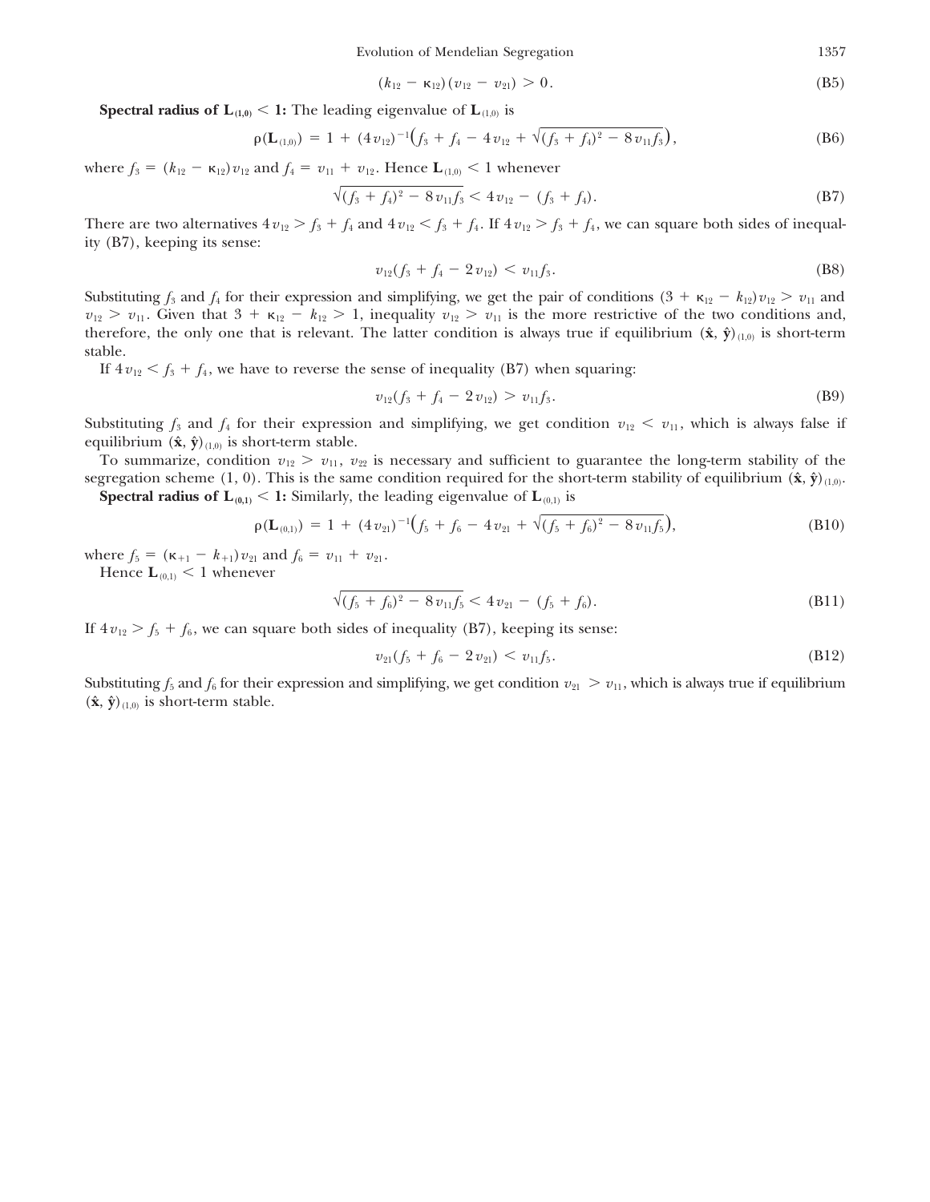$$(k_{12} - \kappa_{12})(v_{12} - v_{21}) > 0. \tag{B5}$$

**Spectral radius of $\mathbf{L}_{(1,0)} < 1$:** The leading eigenvalue of $\mathbf{L}_{(1,0)}$ is

$$\rho(\mathbf{L}_{(1,0)}) = 1 + (4v_{12})^{-1}\left(f_3 + f_4 - 4v_{12} + \sqrt{(f_3 + f_4)^2 - 8v_{11}f_3}\right), \tag{B6}$$

where $f_3 = (k_{12} - \kappa_{12})v_{12}$ and $f_4 = v_{11} + v_{12}$. Hence $\mathbf{L}_{(1,0)} < 1$ whenever

$$\sqrt{(f_3 + f_4)^2 - 8v_{11}f_3} < 4v_{12} - (f_3 + f_4). \tag{B7}$$

There are two alternatives $4v_{12} > f_3 + f_4$ and $4v_{12} < f_3 + f_4$. If $4v_{12} > f_3 + f_4$, we can square both sides of inequality (B7), keeping its sense:

$$v_{12}(f_3 + f_4 - 2v_{12}) < v_{11}f_3. \tag{B8}$$

Substituting $f_3$ and $f_4$ for their expression and simplifying, we get the pair of conditions $(3 + \kappa_{12} - k_{12})v_{12} > v_{11}$ and $v_{12} > v_{11}$. Given that $3 + \kappa_{12} - k_{12} > 1$, inequality $v_{12} > v_{11}$ is the more restrictive of the two conditions and, therefore, the only one that is relevant. The latter condition is always true if equilibrium $(\hat{\mathbf{x}}, \hat{\mathbf{y}})_{(1,0)}$ is short-term stable.

If $4v_{12} < f_3 + f_4$, we have to reverse the sense of inequality (B7) when squaring:

$$v_{12}(f_3 + f_4 - 2v_{12}) > v_{11}f_3. \tag{B9}$$

Substituting $f_3$ and $f_4$ for their expression and simplifying, we get condition $v_{12} < v_{11}$, which is always false if equilibrium $(\hat{\mathbf{x}}, \hat{\mathbf{y}})_{(1,0)}$ is short-term stable.

To summarize, condition $v_{12} > v_{11}$, $v_{22}$ is necessary and sufficient to guarantee the long-term stability of the segregation scheme (1, 0). This is the same condition required for the short-term stability of equilibrium $(\hat{\mathbf{x}}, \hat{\mathbf{y}})_{(1,0)}$.

**Spectral radius of $\mathbf{L}_{(0,1)} < 1$:** Similarly, the leading eigenvalue of $\mathbf{L}_{(0,1)}$ is

$$\rho(\mathbf{L}_{(0,1)}) = 1 + (4v_{21})^{-1}\left(f_5 + f_6 - 4v_{21} + \sqrt{(f_5 + f_6)^2 - 8v_{11}f_5}\right), \tag{B10}$$

where $f_5 = (\kappa_{+1} - k_{+1})v_{21}$ and $f_6 = v_{11} + v_{21}$.

Hence $\mathbf{L}_{(0,1)} < 1$ whenever

$$\sqrt{(f_5 + f_6)^2 - 8v_{11}f_5} < 4v_{21} - (f_5 + f_6). \tag{B11}$$

If $4v_{12} > f_5 + f_6$, we can square both sides of inequality (B7), keeping its sense:

$$v_{21}(f_5 + f_6 - 2v_{21}) < v_{11}f_5. \tag{B12}$$

Substituting $f_5$ and $f_6$ for their expression and simplifying, we get condition $v_{21} > v_{11}$, which is always true if equilibrium $(\hat{\mathbf{x}}, \hat{\mathbf{y}})_{(1,0)}$ is short-term stable.